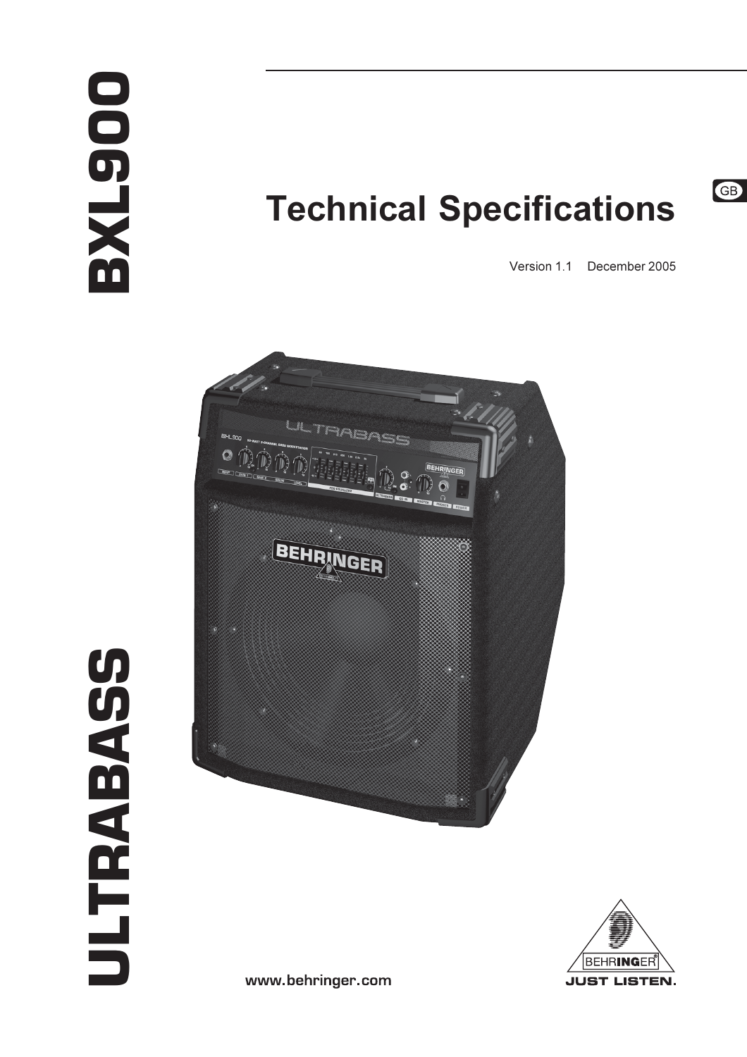# BXL900

# ULTRABASS

GB

# Technical Specifications

Version 1.1 December 2005

www.behringer.com

BEHRINGER

JUST LISTEN.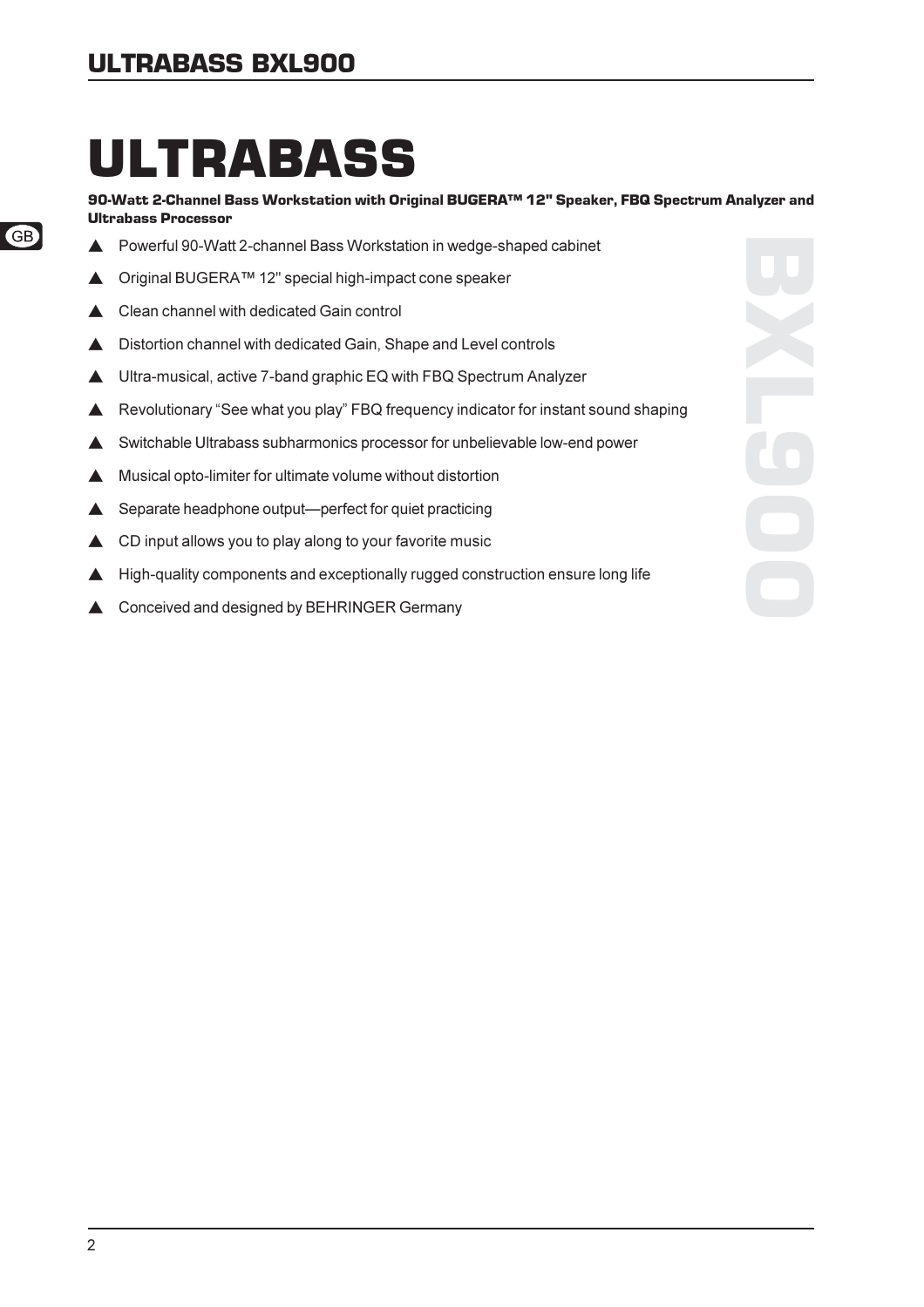# ULTRABASS

**90-Watt 2-Channel Bass Workstation with Original BUGERA™ 12" Speaker, FBQ Spectrum Analyzer and Ultrabass Processor**

- Powerful 90-Watt 2-channel Bass Workstation in wedge-shaped cabinet
- Original BUGERA™ 12" special high-impact cone speaker
- Clean channel with dedicated Gain control
- Distortion channel with dedicated Gain, Shape and Level controls
- Ultra-musical, active 7-band graphic EQ with FBQ Spectrum Analyzer
- Revolutionary "See what you play" FBQ frequency indicator for instant sound shaping
- Switchable Ultrabass subharmonics processor for unbelievable low-end power
- Musical opto-limiter for ultimate volume without distortion
- Separate headphone output—perfect for quiet practicing
- CD input allows you to play along to your favorite music
- High-quality components and exceptionally rugged construction ensure long life
- Conceived and designed by BEHRINGER Germany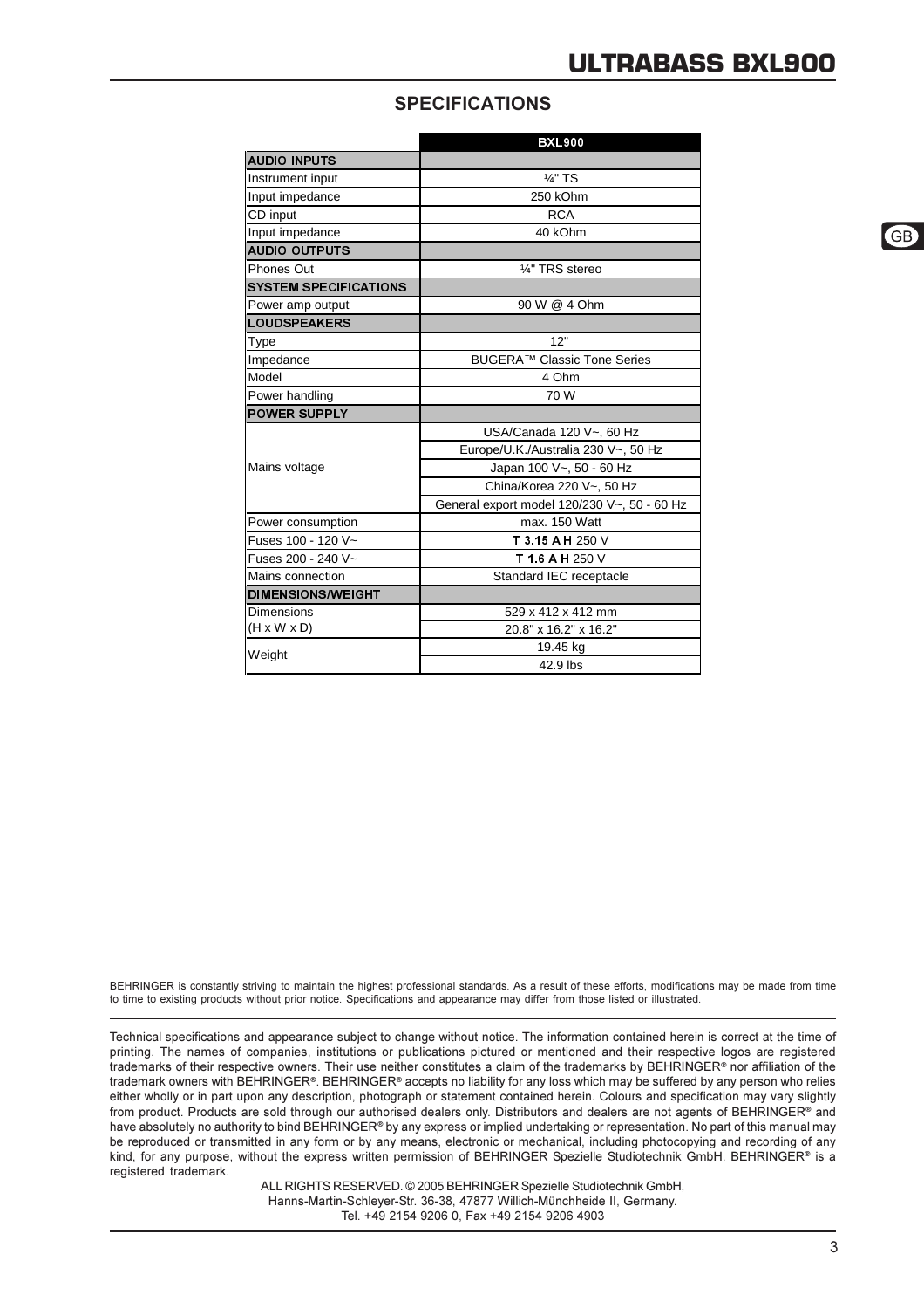## SPECIFICATIONS

| | BXL900 |
|---|---|
| **AUDIO INPUTS** | |
| Instrument input | ¼" TS |
| Input impedance | 250 kOhm |
| CD input | RCA |
| Input impedance | 40 kOhm |
| **AUDIO OUTPUTS** | |
| Phones Out | ¼" TRS stereo |
| **SYSTEM SPECIFICATIONS** | |
| Power amp output | 90 W @ 4 Ohm |
| **LOUDSPEAKERS** | |
| Type | 12" |
| Impedance | BUGERA™ Classic Tone Series |
| Model | 4 Ohm |
| Power handling | 70 W |
| **POWER SUPPLY** | |
| Mains voltage | USA/Canada 120 V~, 60 Hz |
| | Europe/U.K./Australia 230 V~, 50 Hz |
| | Japan 100 V~, 50 - 60 Hz |
| | China/Korea 220 V~, 50 Hz |
| | General export model 120/230 V~, 50 - 60 Hz |
| Power consumption | max. 150 Watt |
| Fuses 100 - 120 V~ | **T 3.15 A H** 250 V |
| Fuses 200 - 240 V~ | **T 1.6 A H** 250 V |
| Mains connection | Standard IEC receptacle |
| **DIMENSIONS/WEIGHT** | |
| Dimensions (H x W x D) | 529 x 412 x 412 mm |
| | 20.8" x 16.2" x 16.2" |
| Weight | 19.45 kg |
| | 42.9 lbs |

BEHRINGER is constantly striving to maintain the highest professional standards. As a result of these efforts, modifications may be made from time to time to existing products without prior notice. Specifications and appearance may differ from those listed or illustrated.

Technical specifications and appearance subject to change without notice. The information contained herein is correct at the time of printing. The names of companies, institutions or publications pictured or mentioned and their respective logos are registered trademarks of their respective owners. Their use neither constitutes a claim of the trademarks by BEHRINGER® nor affiliation of the trademark owners with BEHRINGER®. BEHRINGER® accepts no liability for any loss which may be suffered by any person who relies either wholly or in part upon any description, photograph or statement contained herein. Colours and specification may vary slightly from product. Products are sold through our authorised dealers only. Distributors and dealers are not agents of BEHRINGER® and have absolutely no authority to bind BEHRINGER® by any express or implied undertaking or representation. No part of this manual may be reproduced or transmitted in any form or by any means, electronic or mechanical, including photocopying and recording of any kind, for any purpose, without the express written permission of BEHRINGER Spezielle Studiotechnik GmbH. BEHRINGER® is a registered trademark.

ALL RIGHTS RESERVED. © 2005 BEHRINGER Spezielle Studiotechnik GmbH,
Hanns-Martin-Schleyer-Str. 36-38, 47877 Willich-Münchheide II, Germany.
Tel. +49 2154 9206 0, Fax +49 2154 9206 4903